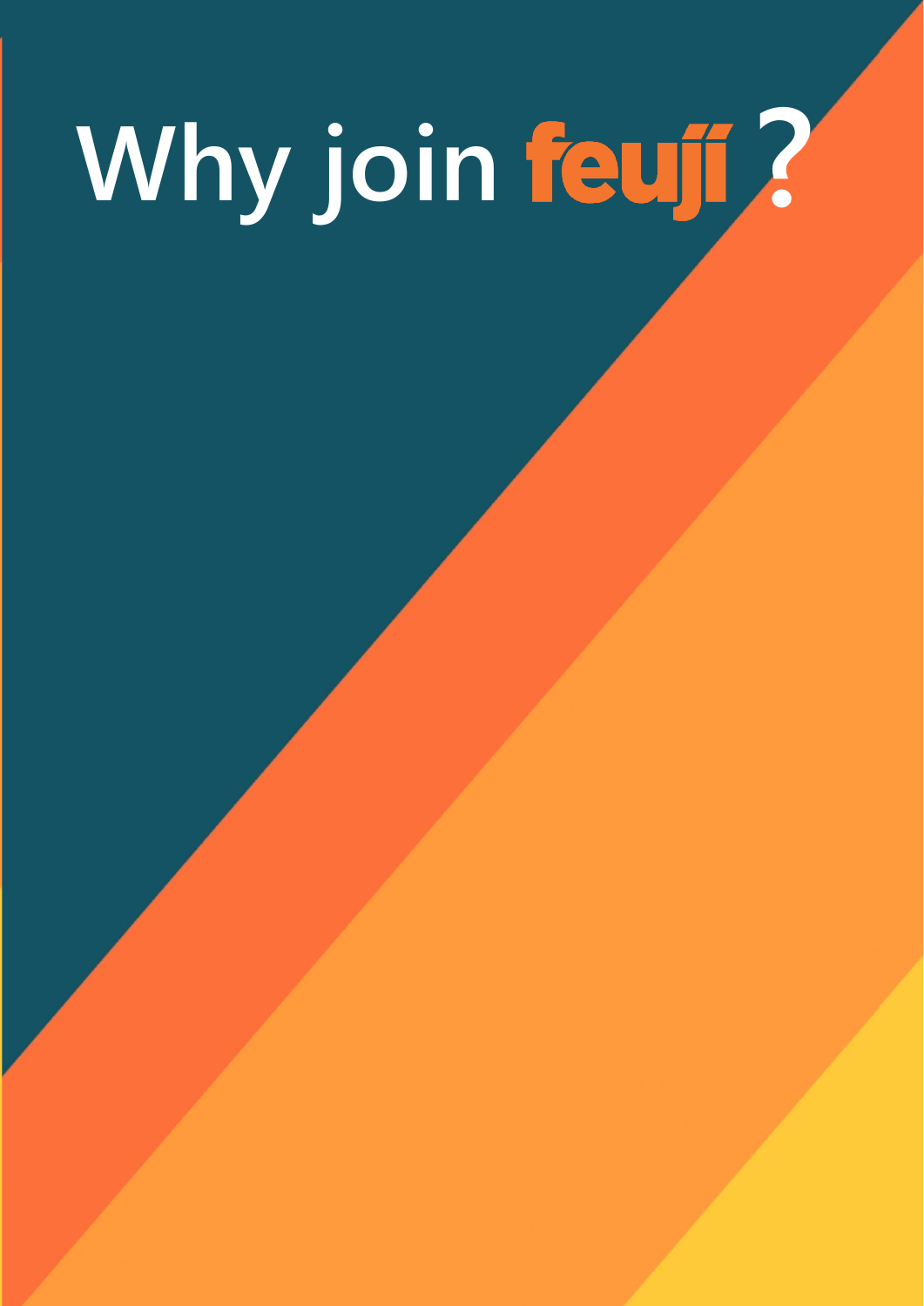# Why join feuji ?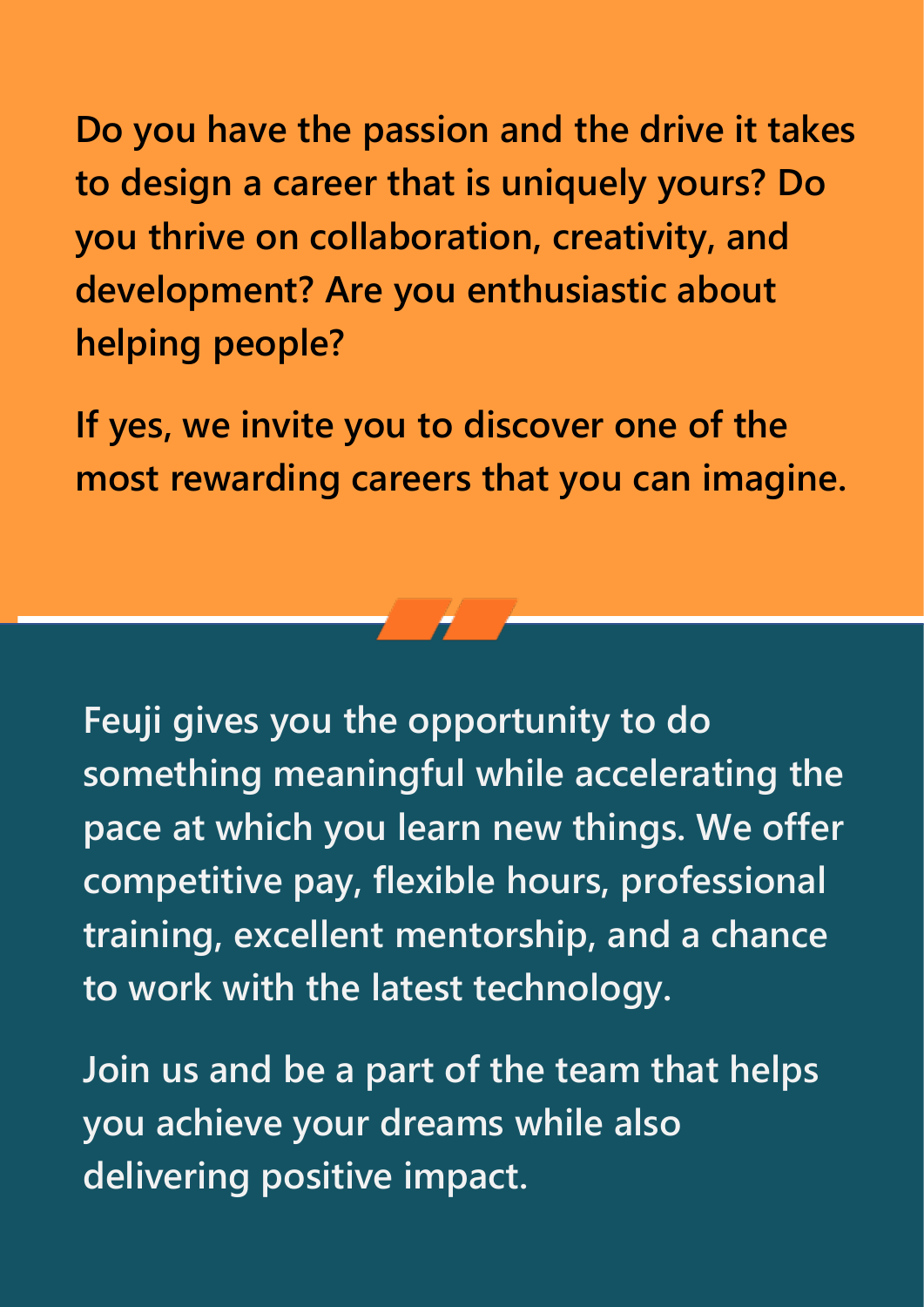**Do you have the passion and the drive it takes to design a career that is uniquely yours? Do you thrive on collaboration, creativity, and development? Are you enthusiastic about helping people?**

**If yes, we invite you to discover one of the most rewarding careers that you can imagine.**

---

Feuji gives you the opportunity to do something meaningful while accelerating the pace at which you learn new things. We offer competitive pay, flexible hours, professional training, excellent mentorship, and a chance to work with the latest technology.

Join us and be a part of the team that helps you achieve your dreams while also delivering positive impact.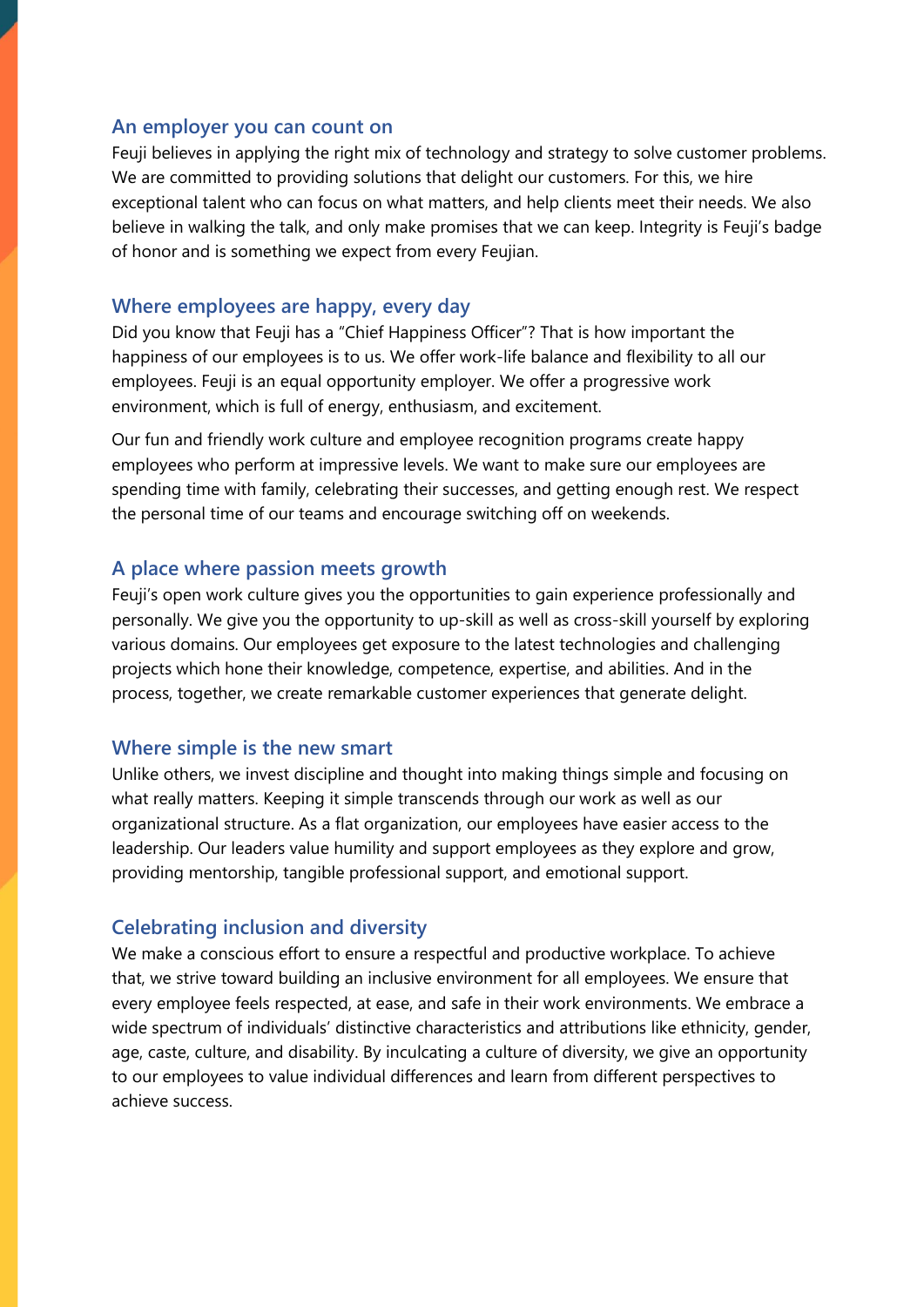## An employer you can count on

Feuji believes in applying the right mix of technology and strategy to solve customer problems. We are committed to providing solutions that delight our customers. For this, we hire exceptional talent who can focus on what matters, and help clients meet their needs. We also believe in walking the talk, and only make promises that we can keep. Integrity is Feuji's badge of honor and is something we expect from every Feujian.

## Where employees are happy, every day

Did you know that Feuji has a "Chief Happiness Officer"? That is how important the happiness of our employees is to us. We offer work-life balance and flexibility to all our employees. Feuji is an equal opportunity employer. We offer a progressive work environment, which is full of energy, enthusiasm, and excitement.

Our fun and friendly work culture and employee recognition programs create happy employees who perform at impressive levels. We want to make sure our employees are spending time with family, celebrating their successes, and getting enough rest. We respect the personal time of our teams and encourage switching off on weekends.

## A place where passion meets growth

Feuji's open work culture gives you the opportunities to gain experience professionally and personally. We give you the opportunity to up-skill as well as cross-skill yourself by exploring various domains. Our employees get exposure to the latest technologies and challenging projects which hone their knowledge, competence, expertise, and abilities. And in the process, together, we create remarkable customer experiences that generate delight.

## Where simple is the new smart

Unlike others, we invest discipline and thought into making things simple and focusing on what really matters. Keeping it simple transcends through our work as well as our organizational structure. As a flat organization, our employees have easier access to the leadership. Our leaders value humility and support employees as they explore and grow, providing mentorship, tangible professional support, and emotional support.

## Celebrating inclusion and diversity

We make a conscious effort to ensure a respectful and productive workplace. To achieve that, we strive toward building an inclusive environment for all employees. We ensure that every employee feels respected, at ease, and safe in their work environments. We embrace a wide spectrum of individuals' distinctive characteristics and attributions like ethnicity, gender, age, caste, culture, and disability. By inculcating a culture of diversity, we give an opportunity to our employees to value individual differences and learn from different perspectives to achieve success.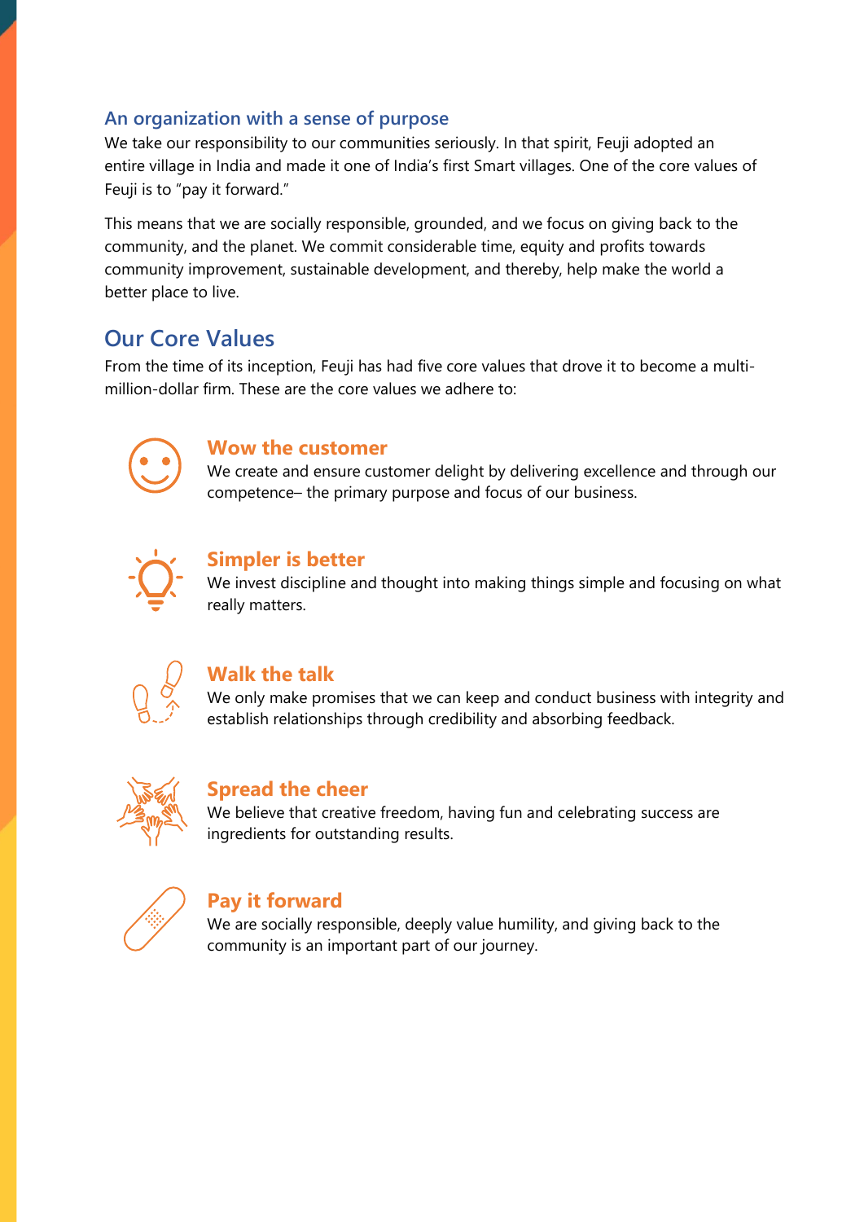### An organization with a sense of purpose

We take our responsibility to our communities seriously. In that spirit, Feuji adopted an entire village in India and made it one of India's first Smart villages. One of the core values of Feuji is to "pay it forward."

This means that we are socially responsible, grounded, and we focus on giving back to the community, and the planet. We commit considerable time, equity and profits towards community improvement, sustainable development, and thereby, help make the world a better place to live.

## Our Core Values

From the time of its inception, Feuji has had five core values that drove it to become a multi-million-dollar firm. These are the core values we adhere to:

### Wow the customer

We create and ensure customer delight by delivering excellence and through our competence– the primary purpose and focus of our business.

### Simpler is better

We invest discipline and thought into making things simple and focusing on what really matters.

### Walk the talk

We only make promises that we can keep and conduct business with integrity and establish relationships through credibility and absorbing feedback.

### Spread the cheer

We believe that creative freedom, having fun and celebrating success are ingredients for outstanding results.

### Pay it forward

We are socially responsible, deeply value humility, and giving back to the community is an important part of our journey.